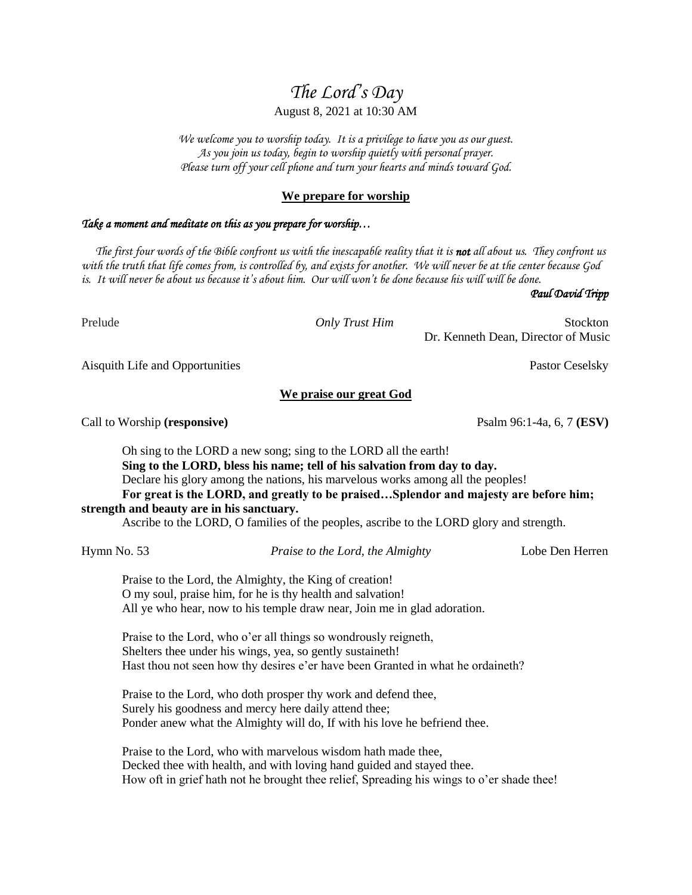# *The Lord's Day*

August 8, 2021 at 10:30 AM

*We welcome you to worship today. It is a privilege to have you as our guest.*
*As you join us today, begin to worship quietly with personal prayer.*
*Please turn off your cell phone and turn your hearts and minds toward God.*

## We prepare for worship

***Take a moment and meditate on this as you prepare for worship…***

*The first four words of the Bible confront us with the inescapable reality that it is **not** all about us. They confront us with the truth that life comes from, is controlled by, and exists for another. We will never be at the center because God is. It will never be about us because it's about him. Our will won't be done because his will will be done.*

***Paul David Tripp***

Prelude — *Only Trust Him* — Stockton
Dr. Kenneth Dean, Director of Music

Aisquith Life and Opportunities — Pastor Ceselsky

## We praise our great God

Call to Worship **(responsive)** — Psalm 96:1-4a, 6, 7 **(ESV)**

Oh sing to the LORD a new song; sing to the LORD all the earth!
**Sing to the LORD, bless his name; tell of his salvation from day to day.**
Declare his glory among the nations, his marvelous works among all the peoples!
**For great is the LORD, and greatly to be praised…Splendor and majesty are before him; strength and beauty are in his sanctuary.**
Ascribe to the LORD, O families of the peoples, ascribe to the LORD glory and strength.

Hymn No. 53 — *Praise to the Lord, the Almighty* — Lobe Den Herren

Praise to the Lord, the Almighty, the King of creation!
O my soul, praise him, for he is thy health and salvation!
All ye who hear, now to his temple draw near, Join me in glad adoration.

Praise to the Lord, who o'er all things so wondrously reigneth,
Shelters thee under his wings, yea, so gently sustaineth!
Hast thou not seen how thy desires e'er have been Granted in what he ordaineth?

Praise to the Lord, who doth prosper thy work and defend thee,
Surely his goodness and mercy here daily attend thee;
Ponder anew what the Almighty will do, If with his love he befriend thee.

Praise to the Lord, who with marvelous wisdom hath made thee,
Decked thee with health, and with loving hand guided and stayed thee.
How oft in grief hath not he brought thee relief, Spreading his wings to o'er shade thee!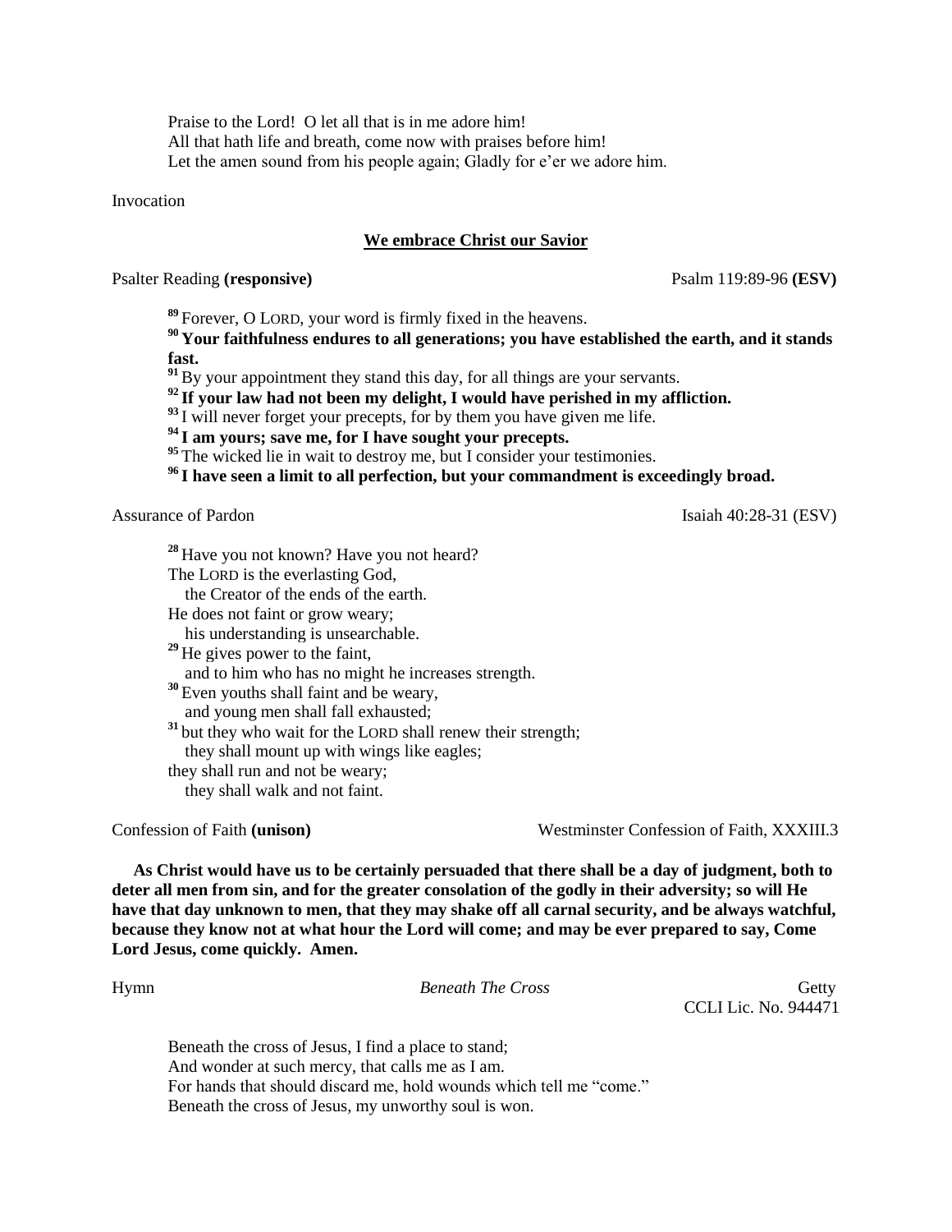Praise to the Lord!  O let all that is in me adore him!
All that hath life and breath, come now with praises before him!
Let the amen sound from his people again; Gladly for e'er we adore him.

Invocation

**We embrace Christ our Savior**

Psalter Reading **(responsive)** Psalm 119:89-96 **(ESV)**

[89] Forever, O LORD, your word is firmly fixed in the heavens.
**[90] Your faithfulness endures to all generations; you have established the earth, and it stands fast.**
[91] By your appointment they stand this day, for all things are your servants.
**[92] If your law had not been my delight, I would have perished in my affliction.**
[93] I will never forget your precepts, for by them you have given me life.
**[94] I am yours; save me, for I have sought your precepts.**
[95] The wicked lie in wait to destroy me, but I consider your testimonies.
**[96] I have seen a limit to all perfection, but your commandment is exceedingly broad.**

Assurance of Pardon Isaiah 40:28-31 (ESV)

[28] Have you not known? Have you not heard?
The LORD is the everlasting God,
the Creator of the ends of the earth.
He does not faint or grow weary;
his understanding is unsearchable.
[29] He gives power to the faint,
and to him who has no might he increases strength.
[30] Even youths shall faint and be weary,
and young men shall fall exhausted;
[31] but they who wait for the LORD shall renew their strength;
they shall mount up with wings like eagles;
they shall run and not be weary;
they shall walk and not faint.

Confession of Faith **(unison)** Westminster Confession of Faith, XXXIII.3

**As Christ would have us to be certainly persuaded that there shall be a day of judgment, both to deter all men from sin, and for the greater consolation of the godly in their adversity; so will He have that day unknown to men, that they may shake off all carnal security, and be always watchful, because they know not at what hour the Lord will come; and may be ever prepared to say, Come Lord Jesus, come quickly.  Amen.**

Hymn *Beneath The Cross* Getty
CCLI Lic. No. 944471

Beneath the cross of Jesus, I find a place to stand;
And wonder at such mercy, that calls me as I am.
For hands that should discard me, hold wounds which tell me "come."
Beneath the cross of Jesus, my unworthy soul is won.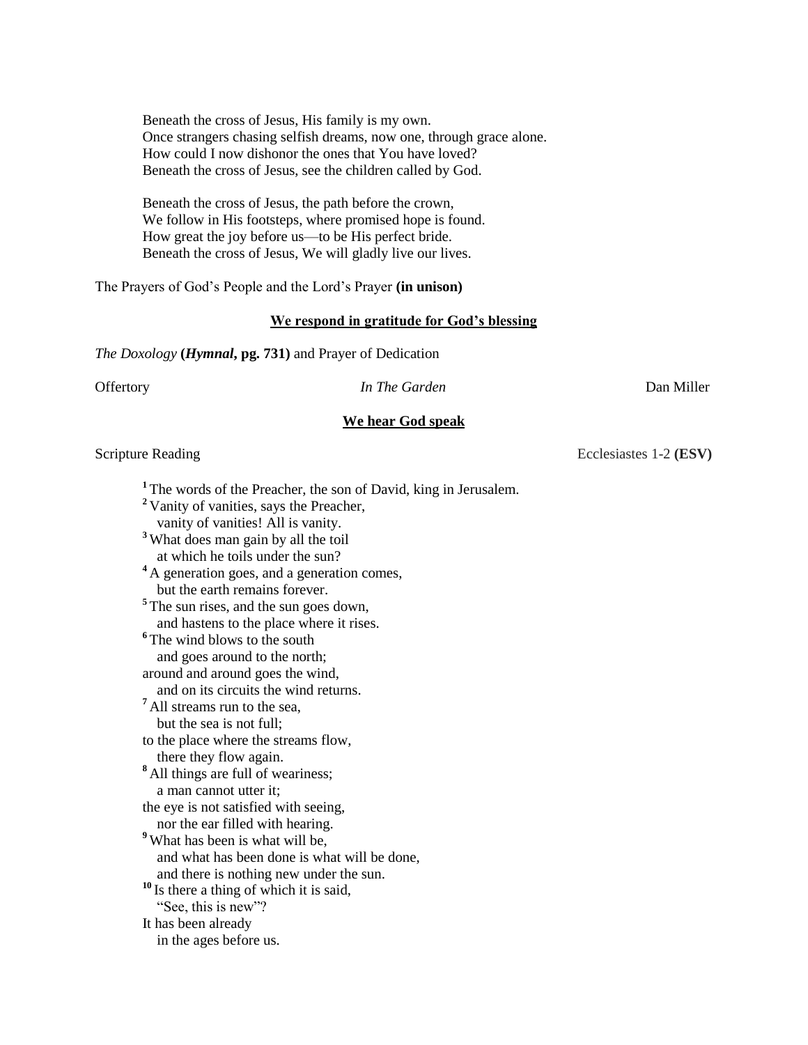Beneath the cross of Jesus, His family is my own.  
Once strangers chasing selfish dreams, now one, through grace alone.  
How could I now dishonor the ones that You have loved?  
Beneath the cross of Jesus, see the children called by God.

Beneath the cross of Jesus, the path before the crown,  
We follow in His footsteps, where promised hope is found.  
How great the joy before us—to be His perfect bride.  
Beneath the cross of Jesus, We will gladly live our lives.

The Prayers of God's People and the Lord's Prayer **(in unison)**

**We respond in gratitude for God's blessing**

*The Doxology* **(*Hymnal*, pg. 731)** and Prayer of Dedication

Offertory *In The Garden* Dan Miller

**We hear God speak**

Scripture Reading Ecclesiastes 1-2 **(ESV)**

[1] The words of the Preacher, the son of David, king in Jerusalem.  
[2] Vanity of vanities, says the Preacher,  
vanity of vanities! All is vanity.  
[3] What does man gain by all the toil  
at which he toils under the sun?  
[4] A generation goes, and a generation comes,  
but the earth remains forever.  
[5] The sun rises, and the sun goes down,  
and hastens to the place where it rises.  
[6] The wind blows to the south  
and goes around to the north;  
around and around goes the wind,  
and on its circuits the wind returns.  
[7] All streams run to the sea,  
but the sea is not full;  
to the place where the streams flow,  
there they flow again.  
[8] All things are full of weariness;  
a man cannot utter it;  
the eye is not satisfied with seeing,  
nor the ear filled with hearing.  
[9] What has been is what will be,  
and what has been done is what will be done,  
and there is nothing new under the sun.  
[10] Is there a thing of which it is said,  
"See, this is new"?  
It has been already  
in the ages before us.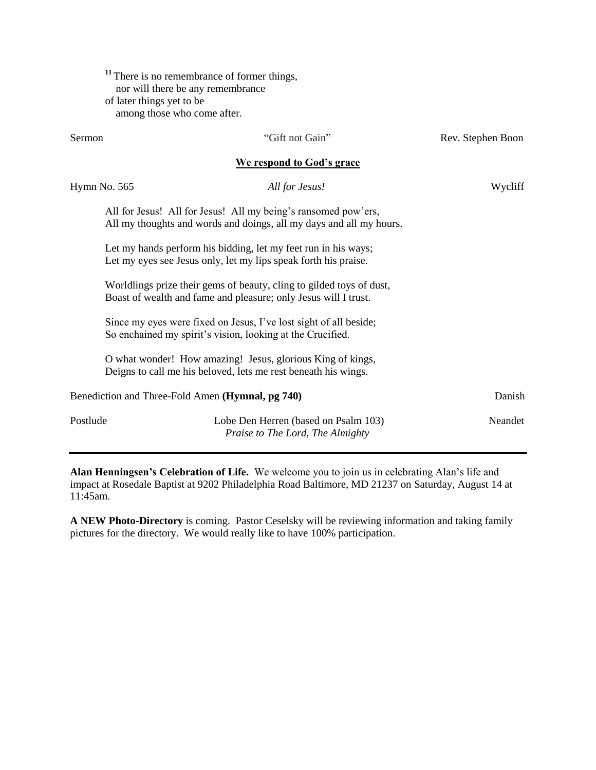[11] There is no remembrance of former things,
  nor will there be any remembrance
of later things yet to be
  among those who come after.

Sermon "Gift not Gain" Rev. Stephen Boon

**We respond to God's grace**

Hymn No. 565 *All for Jesus!* Wycliff

All for Jesus! All for Jesus! All my being's ransomed pow'ers,
All my thoughts and words and doings, all my days and all my hours.

Let my hands perform his bidding, let my feet run in his ways;
Let my eyes see Jesus only, let my lips speak forth his praise.

Worldlings prize their gems of beauty, cling to gilded toys of dust,
Boast of wealth and fame and pleasure; only Jesus will I trust.

Since my eyes were fixed on Jesus, I've lost sight of all beside;
So enchained my spirit's vision, looking at the Crucified.

O what wonder! How amazing! Jesus, glorious King of kings,
Deigns to call me his beloved, lets me rest beneath his wings.

Benediction and Three-Fold Amen **(Hymnal, pg 740)** Danish

Postlude Lobe Den Herren (based on Psalm 103) Neandet
*Praise to The Lord, The Almighty*

---

**Alan Henningsen's Celebration of Life.** We welcome you to join us in celebrating Alan's life and impact at Rosedale Baptist at 9202 Philadelphia Road Baltimore, MD 21237 on Saturday, August 14 at 11:45am.

**A NEW Photo-Directory** is coming. Pastor Ceselsky will be reviewing information and taking family pictures for the directory. We would really like to have 100% participation.